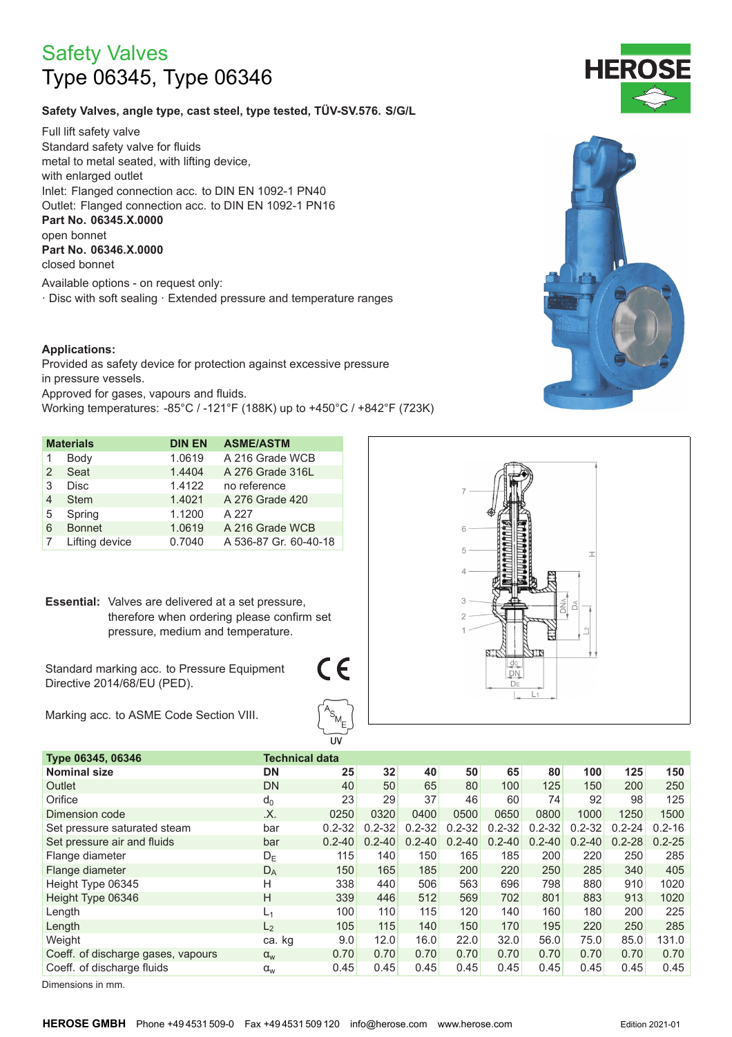# Safety Valves
## Type 06345, Type 06346

**Safety Valves, angle type, cast steel, type tested, TÜV-SV.576. S/G/L**

Full lift safety valve
Standard safety valve for fluids
metal to metal seated, with lifting device,
with enlarged outlet
Inlet: Flanged connection acc. to DIN EN 1092-1 PN40
Outlet: Flanged connection acc. to DIN EN 1092-1 PN16
**Part No. 06345.X.0000**
open bonnet
**Part No. 06346.X.0000**
closed bonnet

Available options - on request only:
· Disc with soft sealing · Extended pressure and temperature ranges

**Applications:**
Provided as safety device for protection against excessive pressure in pressure vessels.
Approved for gases, vapours and fluids.
Working temperatures: -85°C / -121°F (188K) up to +450°C / +842°F (723K)

| | Materials | DIN EN | ASME/ASTM |
|---|---|---|---|
| 1 | Body | 1.0619 | A 216 Grade WCB |
| 2 | Seat | 1.4404 | A 276 Grade 316L |
| 3 | Disc | 1.4122 | no reference |
| 4 | Stem | 1.4021 | A 276 Grade 420 |
| 5 | Spring | 1.1200 | A 227 |
| 6 | Bonnet | 1.0619 | A 216 Grade WCB |
| 7 | Lifting device | 0.7040 | A 536-87 Gr. 60-40-18 |

**Essential:** Valves are delivered at a set pressure, therefore when ordering please confirm set pressure, medium and temperature.

Standard marking acc. to Pressure Equipment Directive 2014/68/EU (PED).

Marking acc. to ASME Code Section VIII.

UV

| Type 06345, 06346 | Technical data | | | | | | | | | |
|---|---|---|---|---|---|---|---|---|---|---|
| Nominal size | DN | 25 | 32 | 40 | 50 | 65 | 80 | 100 | 125 | 150 |
| Outlet | DN | 40 | 50 | 65 | 80 | 100 | 125 | 150 | 200 | 250 |
| Orifice | $d_0$ | 23 | 29 | 37 | 46 | 60 | 74 | 92 | 98 | 125 |
| Dimension code | .X. | 0250 | 0320 | 0400 | 0500 | 0650 | 0800 | 1000 | 1250 | 1500 |
| Set pressure saturated steam | bar | 0.2-32 | 0.2-32 | 0.2-32 | 0.2-32 | 0.2-32 | 0.2-32 | 0.2-32 | 0.2-24 | 0.2-16 |
| Set pressure air and fluids | bar | 0.2-40 | 0.2-40 | 0.2-40 | 0.2-40 | 0.2-40 | 0.2-40 | 0.2-40 | 0.2-28 | 0.2-25 |
| Flange diameter | $D_E$ | 115 | 140 | 150 | 165 | 185 | 200 | 220 | 250 | 285 |
| Flange diameter | $D_A$ | 150 | 165 | 185 | 200 | 220 | 250 | 285 | 340 | 405 |
| Height Type 06345 | H | 338 | 440 | 506 | 563 | 696 | 798 | 880 | 910 | 1020 |
| Height Type 06346 | H | 339 | 446 | 512 | 569 | 702 | 801 | 883 | 913 | 1020 |
| Length | $L_1$ | 100 | 110 | 115 | 120 | 140 | 160 | 180 | 200 | 225 |
| Length | $L_2$ | 105 | 115 | 140 | 150 | 170 | 195 | 220 | 250 | 285 |
| Weight | ca. kg | 9.0 | 12.0 | 16.0 | 22.0 | 32.0 | 56.0 | 75.0 | 85.0 | 131.0 |
| Coeff. of discharge gases, vapours | $\alpha_w$ | 0.70 | 0.70 | 0.70 | 0.70 | 0.70 | 0.70 | 0.70 | 0.70 | 0.70 |
| Coeff. of discharge fluids | $\alpha_w$ | 0.45 | 0.45 | 0.45 | 0.45 | 0.45 | 0.45 | 0.45 | 0.45 | 0.45 |

Dimensions in mm.

**HEROSE GMBH** Phone +49 4531 509-0 Fax +49 4531 509 120 info@herose.com www.herose.com Edition 2021-01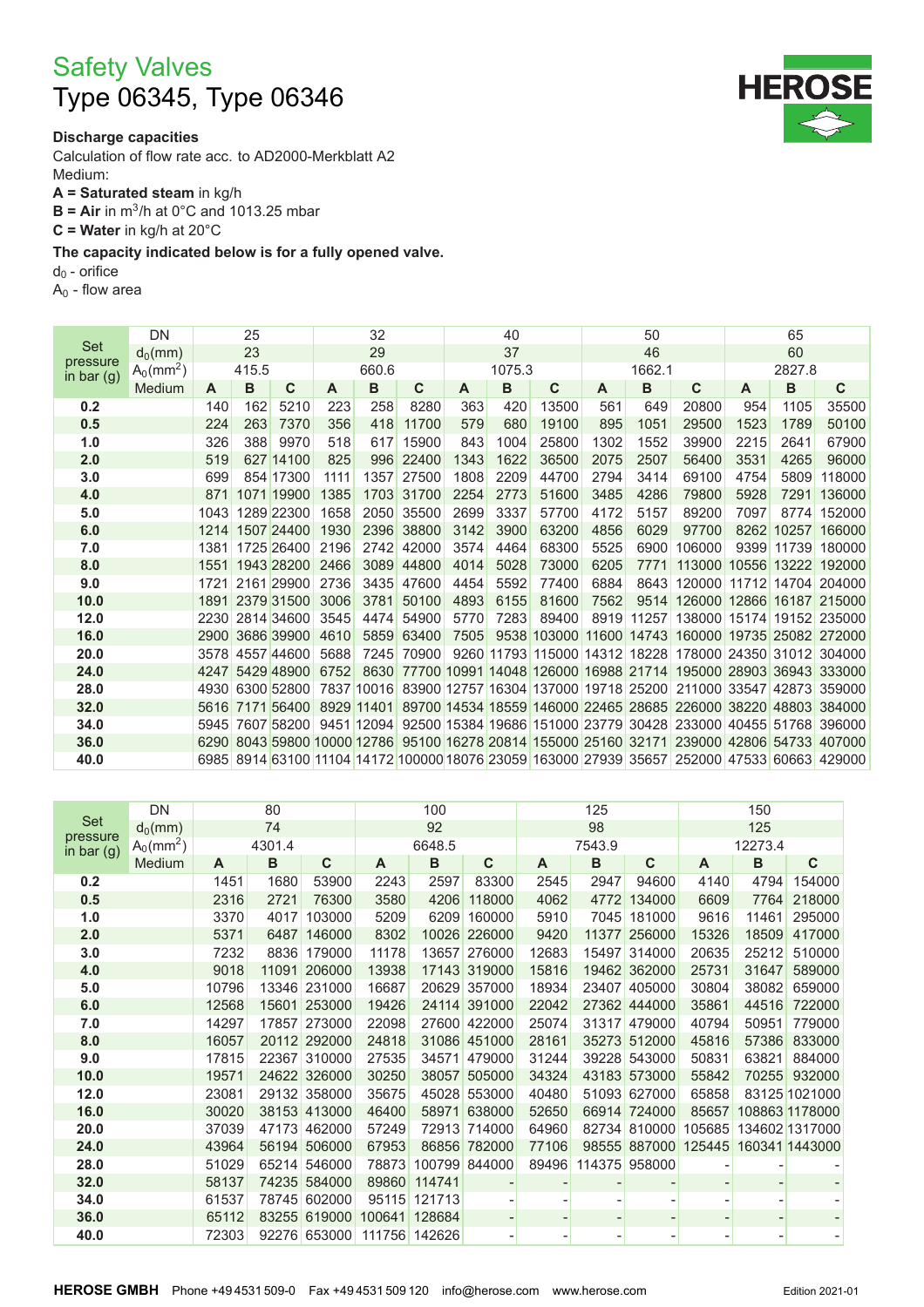# Safety Valves
## Type 06345, Type 06346

**Discharge capacities**

Calculation of flow rate acc. to AD2000-Merkblatt A2

Medium:

**A = Saturated steam** in kg/h

**B = Air** in $m^3$/h at 0°C and 1013.25 mbar

**C = Water** in kg/h at 20°C

**The capacity indicated below is for a fully opened valve.**

$d_0$ - orifice

$A_0$ - flow area

| Set pressure in bar (g) | DN | 25 | | | 32 | | | 40 | | | 50 | | | 65 | | |
|---|---|---|---|---|---|---|---|---|---|---|---|---|---|---|---|---|
| | $d_0$(mm) | 23 | | | 29 | | | 37 | | | 46 | | | 60 | | |
| | $A_0$($mm^2$) | 415.5 | | | 660.6 | | | 1075.3 | | | 1662.1 | | | 2827.8 | | |
| | Medium | A | B | C | A | B | C | A | B | C | A | B | C | A | B | C |
| **0.2** | | 140 | 162 | 5210 | 223 | 258 | 8280 | 363 | 420 | 13500 | 561 | 649 | 20800 | 954 | 1105 | 35500 |
| **0.5** | | 224 | 263 | 7370 | 356 | 418 | 11700 | 579 | 680 | 19100 | 895 | 1051 | 29500 | 1523 | 1789 | 50100 |
| **1.0** | | 326 | 388 | 9970 | 518 | 617 | 15900 | 843 | 1004 | 25800 | 1302 | 1552 | 39900 | 2215 | 2641 | 67900 |
| **2.0** | | 519 | 627 | 14100 | 825 | 996 | 22400 | 1343 | 1622 | 36500 | 2075 | 2507 | 56400 | 3531 | 4265 | 96000 |
| **3.0** | | 699 | 854 | 17300 | 1111 | 1357 | 27500 | 1808 | 2209 | 44700 | 2794 | 3414 | 69100 | 4754 | 5809 | 118000 |
| **4.0** | | 871 | 1071 | 19900 | 1385 | 1703 | 31700 | 2254 | 2773 | 51600 | 3485 | 4286 | 79800 | 5928 | 7291 | 136000 |
| **5.0** | | 1043 | 1289 | 22300 | 1658 | 2050 | 35500 | 2699 | 3337 | 57700 | 4172 | 5157 | 89200 | 7097 | 8774 | 152000 |
| **6.0** | | 1214 | 1507 | 24400 | 1930 | 2396 | 38800 | 3142 | 3900 | 63200 | 4856 | 6029 | 97700 | 8262 | 10257 | 166000 |
| **7.0** | | 1381 | 1725 | 26400 | 2196 | 2742 | 42000 | 3574 | 4464 | 68300 | 5525 | 6900 | 106000 | 9399 | 11739 | 180000 |
| **8.0** | | 1551 | 1943 | 28200 | 2466 | 3089 | 44800 | 4014 | 5028 | 73000 | 6205 | 7771 | 113000 | 10556 | 13222 | 192000 |
| **9.0** | | 1721 | 2161 | 29900 | 2736 | 3435 | 47600 | 4454 | 5592 | 77400 | 6884 | 8643 | 120000 | 11712 | 14704 | 204000 |
| **10.0** | | 1891 | 2379 | 31500 | 3006 | 3781 | 50100 | 4893 | 6155 | 81600 | 7562 | 9514 | 126000 | 12866 | 16187 | 215000 |
| **12.0** | | 2230 | 2814 | 34600 | 3545 | 4474 | 54900 | 5770 | 7283 | 89400 | 8919 | 11257 | 138000 | 15174 | 19152 | 235000 |
| **16.0** | | 2900 | 3686 | 39900 | 4610 | 5859 | 63400 | 7505 | 9538 | 103000 | 11600 | 14743 | 160000 | 19735 | 25082 | 272000 |
| **20.0** | | 3578 | 4557 | 44600 | 5688 | 7245 | 70900 | 9260 | 11793 | 115000 | 14312 | 18228 | 178000 | 24350 | 31012 | 304000 |
| **24.0** | | 4247 | 5429 | 48900 | 6752 | 8630 | 77700 | 10991 | 14048 | 126000 | 16988 | 21714 | 195000 | 28903 | 36943 | 333000 |
| **28.0** | | 4930 | 6300 | 52800 | 7837 | 10016 | 83900 | 12757 | 16304 | 137000 | 19718 | 25200 | 211000 | 33547 | 42873 | 359000 |
| **32.0** | | 5616 | 7171 | 56400 | 8929 | 11401 | 89700 | 14534 | 18559 | 146000 | 22465 | 28685 | 226000 | 38220 | 48803 | 384000 |
| **34.0** | | 5945 | 7607 | 58200 | 9451 | 12094 | 92500 | 15384 | 19686 | 151000 | 23779 | 30428 | 233000 | 40455 | 51768 | 396000 |
| **36.0** | | 6290 | 8043 | 59800 | 10000 | 12786 | 95100 | 16278 | 20814 | 155000 | 25160 | 32171 | 239000 | 42806 | 54733 | 407000 |
| **40.0** | | 6985 | 8914 | 63100 | 11104 | 14172 | 100000 | 18076 | 23059 | 163000 | 27939 | 35657 | 252000 | 47533 | 60663 | 429000 |

| Set pressure in bar (g) | DN | 80 | | | 100 | | | 125 | | | 150 | | |
|---|---|---|---|---|---|---|---|---|---|---|---|---|---|
| | $d_0$(mm) | 74 | | | 92 | | | 98 | | | 125 | | |
| | $A_0$($mm^2$) | 4301.4 | | | 6648.5 | | | 7543.9 | | | 12273.4 | | |
| | Medium | A | B | C | A | B | C | A | B | C | A | B | C |
| **0.2** | | 1451 | 1680 | 53900 | 2243 | 2597 | 83300 | 2545 | 2947 | 94600 | 4140 | 4794 | 154000 |
| **0.5** | | 2316 | 2721 | 76300 | 3580 | 4206 | 118000 | 4062 | 4772 | 134000 | 6609 | 7764 | 218000 |
| **1.0** | | 3370 | 4017 | 103000 | 5209 | 6209 | 160000 | 5910 | 7045 | 181000 | 9616 | 11461 | 295000 |
| **2.0** | | 5371 | 6487 | 146000 | 8302 | 10026 | 226000 | 9420 | 11377 | 256000 | 15326 | 18509 | 417000 |
| **3.0** | | 7232 | 8836 | 179000 | 11178 | 13657 | 276000 | 12683 | 15497 | 314000 | 20635 | 25212 | 510000 |
| **4.0** | | 9018 | 11091 | 206000 | 13938 | 17143 | 319000 | 15816 | 19462 | 362000 | 25731 | 31647 | 589000 |
| **5.0** | | 10796 | 13346 | 231000 | 16687 | 20629 | 357000 | 18934 | 23407 | 405000 | 30804 | 38082 | 659000 |
| **6.0** | | 12568 | 15601 | 253000 | 19426 | 24114 | 391000 | 22042 | 27362 | 444000 | 35861 | 44516 | 722000 |
| **7.0** | | 14297 | 17857 | 273000 | 22098 | 27600 | 422000 | 25074 | 31317 | 479000 | 40794 | 50951 | 779000 |
| **8.0** | | 16057 | 20112 | 292000 | 24818 | 31086 | 451000 | 28161 | 35273 | 512000 | 45816 | 57386 | 833000 |
| **9.0** | | 17815 | 22367 | 310000 | 27535 | 34571 | 479000 | 31244 | 39228 | 543000 | 50831 | 63821 | 884000 |
| **10.0** | | 19571 | 24622 | 326000 | 30250 | 38057 | 505000 | 34324 | 43183 | 573000 | 55842 | 70255 | 932000 |
| **12.0** | | 23081 | 29132 | 358000 | 35675 | 45028 | 553000 | 40480 | 51093 | 627000 | 65858 | 83125 | 1021000 |
| **16.0** | | 30020 | 38153 | 413000 | 46400 | 58971 | 638000 | 52650 | 66914 | 724000 | 85657 | 108863 | 1178000 |
| **20.0** | | 37039 | 47173 | 462000 | 57249 | 72913 | 714000 | 64960 | 82734 | 810000 | 105685 | 134602 | 1317000 |
| **24.0** | | 43964 | 56194 | 506000 | 67953 | 86856 | 782000 | 77106 | 98555 | 887000 | 125445 | 160341 | 1443000 |
| **28.0** | | 51029 | 65214 | 546000 | 78873 | 100799 | 844000 | 89496 | 114375 | 958000 | - | - | - |
| **32.0** | | 58137 | 74235 | 584000 | 89860 | 114741 | - | - | - | - | - | - | - |
| **34.0** | | 61537 | 78745 | 602000 | 95115 | 121713 | - | - | - | - | - | - | - |
| **36.0** | | 65112 | 83255 | 619000 | 100641 | 128684 | - | - | - | - | - | - | - |
| **40.0** | | 72303 | 92276 | 653000 | 111756 | 142626 | - | - | - | - | - | - | - |

**HEROSE GMBH** Phone +49 4531 509-0 Fax +49 4531 509 120 info@herose.com www.herose.com

Edition 2021-01